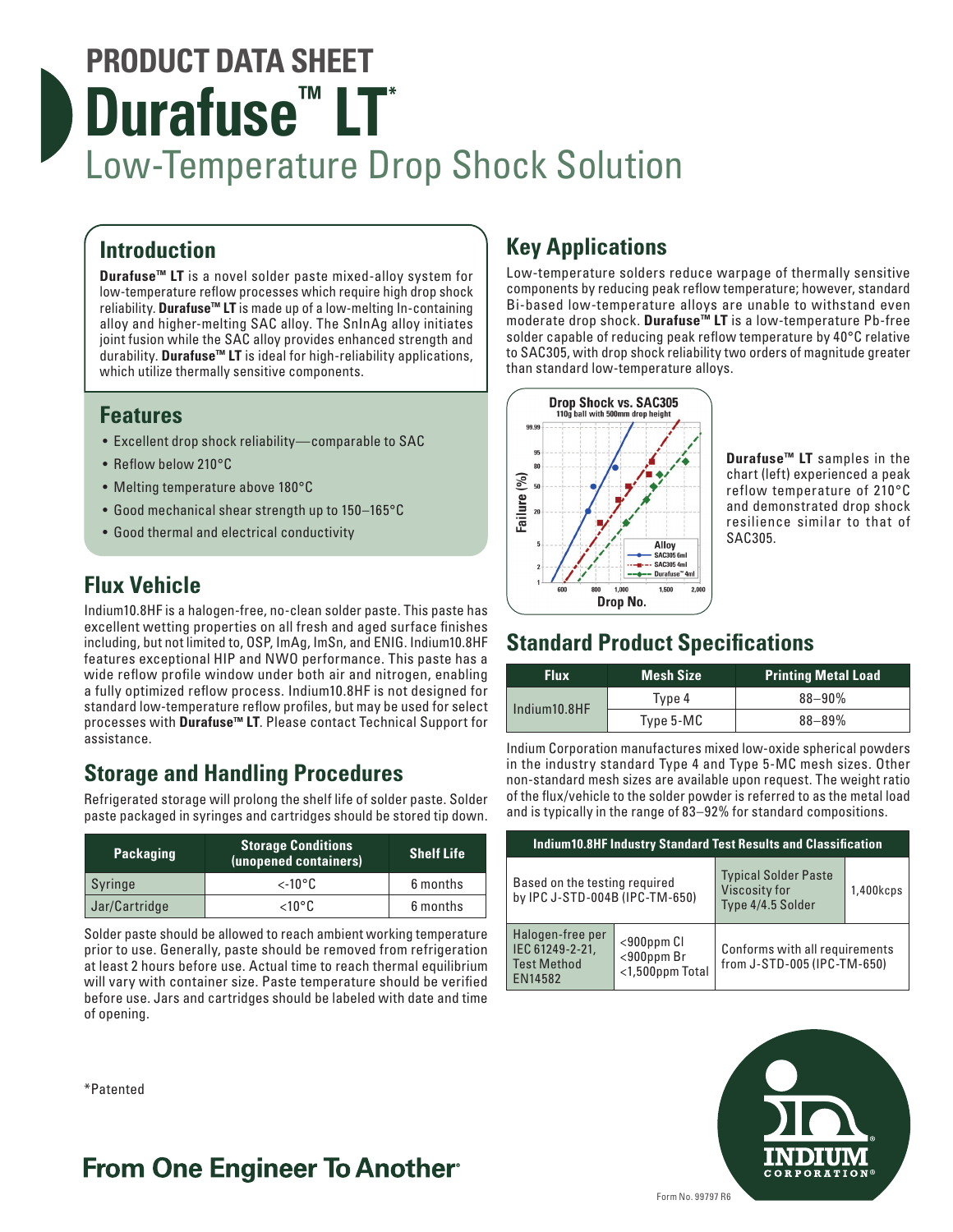# PRODUCT DATA SHEET

# Durafuse™ LT*

## Low-Temperature Drop Shock Solution

## Introduction

**Durafuse™ LT** is a novel solder paste mixed-alloy system for low-temperature reflow processes which require high drop shock reliability. **Durafuse™ LT** is made up of a low-melting In-containing alloy and higher-melting SAC alloy. The SnInAg alloy initiates joint fusion while the SAC alloy provides enhanced strength and durability. **Durafuse™ LT** is ideal for high-reliability applications, which utilize thermally sensitive components.

## Features

- Excellent drop shock reliability—comparable to SAC
- Reflow below 210°C
- Melting temperature above 180°C
- Good mechanical shear strength up to 150–165°C
- Good thermal and electrical conductivity

## Flux Vehicle

Indium10.8HF is a halogen-free, no-clean solder paste. This paste has excellent wetting properties on all fresh and aged surface finishes including, but not limited to, OSP, ImAg, ImSn, and ENIG. Indium10.8HF features exceptional HIP and NWO performance. This paste has a wide reflow profile window under both air and nitrogen, enabling a fully optimized reflow process. Indium10.8HF is not designed for standard low-temperature reflow profiles, but may be used for select processes with **Durafuse™ LT**. Please contact Technical Support for assistance.

## Storage and Handling Procedures

Refrigerated storage will prolong the shelf life of solder paste. Solder paste packaged in syringes and cartridges should be stored tip down.

| Packaging | Storage Conditions (unopened containers) | Shelf Life |
|---|---|---|
| Syringe | <-10°C | 6 months |
| Jar/Cartridge | <10°C | 6 months |

Solder paste should be allowed to reach ambient working temperature prior to use. Generally, paste should be removed from refrigeration at least 2 hours before use. Actual time to reach thermal equilibrium will vary with container size. Paste temperature should be verified before use. Jars and cartridges should be labeled with date and time of opening.

## Key Applications

Low-temperature solders reduce warpage of thermally sensitive components by reducing peak reflow temperature; however, standard Bi-based low-temperature alloys are unable to withstand even moderate drop shock. **Durafuse™ LT** is a low-temperature Pb-free solder capable of reducing peak reflow temperature by 40°C relative to SAC305, with drop shock reliability two orders of magnitude greater than standard low-temperature alloys.

**Durafuse™ LT** samples in the chart (left) experienced a peak reflow temperature of 210°C and demonstrated drop shock resilience similar to that of SAC305.

## Standard Product Specifications

| Flux | Mesh Size | Printing Metal Load |
|---|---|---|
| Indium10.8HF | Type 4 | 88–90% |
| | Type 5-MC | 88–89% |

Indium Corporation manufactures mixed low-oxide spherical powders in the industry standard Type 4 and Type 5-MC mesh sizes. Other non-standard mesh sizes are available upon request. The weight ratio of the flux/vehicle to the solder powder is referred to as the metal load and is typically in the range of 83–92% for standard compositions.

| Indium10.8HF Industry Standard Test Results and Classification | | | |
|---|---|---|---|
| Based on the testing required by IPC J-STD-004B (IPC-TM-650) | | Typical Solder Paste Viscosity for Type 4/4.5 Solder | 1,400kcps |
| Halogen-free per IEC 61249-2-21, Test Method EN14582 | <900ppm Cl <900ppm Br <1,500ppm Total | Conforms with all requirements from J-STD-005 (IPC-TM-650) | |

*Patented

**From One Engineer To Another®**

Form No. 99797 R6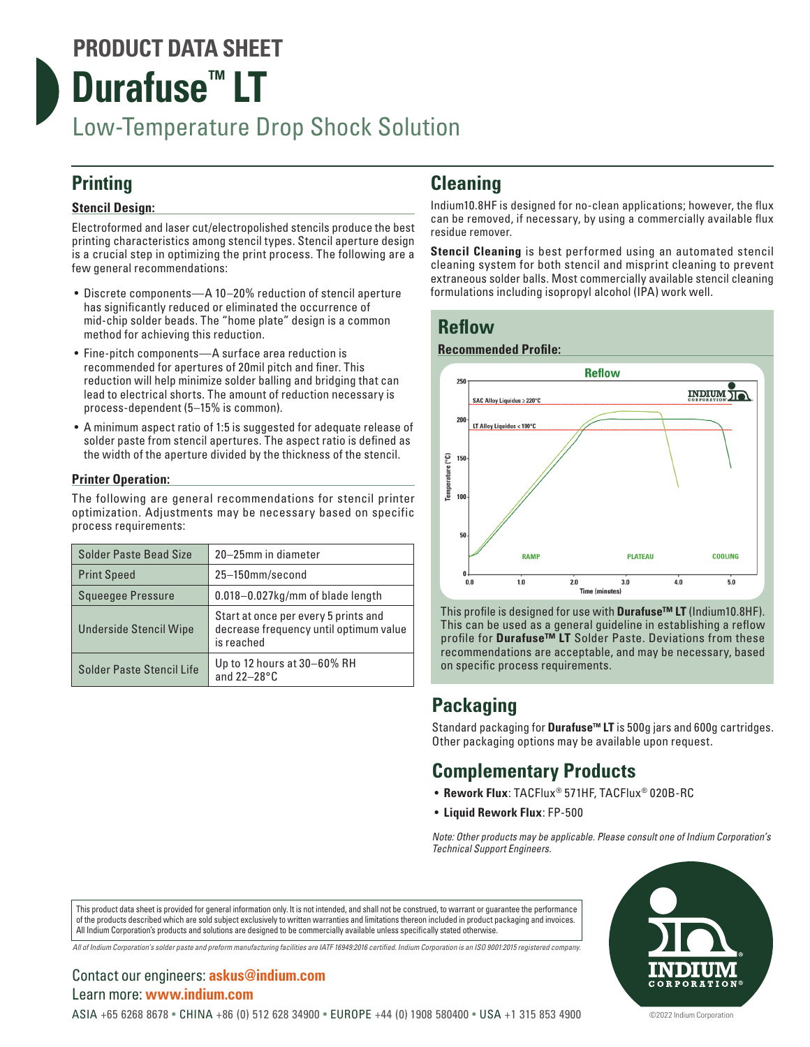# PRODUCT DATA SHEET

# Durafuse™ LT

Low-Temperature Drop Shock Solution

## Printing

### Stencil Design:

Electroformed and laser cut/electropolished stencils produce the best printing characteristics among stencil types. Stencil aperture design is a crucial step in optimizing the print process. The following are a few general recommendations:

- Discrete components—A 10–20% reduction of stencil aperture has significantly reduced or eliminated the occurrence of mid-chip solder beads. The "home plate" design is a common method for achieving this reduction.
- Fine-pitch components—A surface area reduction is recommended for apertures of 20mil pitch and finer. This reduction will help minimize solder balling and bridging that can lead to electrical shorts. The amount of reduction necessary is process-dependent (5–15% is common).
- A minimum aspect ratio of 1:5 is suggested for adequate release of solder paste from stencil apertures. The aspect ratio is defined as the width of the aperture divided by the thickness of the stencil.

### Printer Operation:

The following are general recommendations for stencil printer optimization. Adjustments may be necessary based on specific process requirements:

| | |
|---|---|
| Solder Paste Bead Size | 20–25mm in diameter |
| Print Speed | 25–150mm/second |
| Squeegee Pressure | 0.018–0.027kg/mm of blade length |
| Underside Stencil Wipe | Start at once per every 5 prints and decrease frequency until optimum value is reached |
| Solder Paste Stencil Life | Up to 12 hours at 30–60% RH and 22–28°C |

## Cleaning

Indium10.8HF is designed for no-clean applications; however, the flux can be removed, if necessary, by using a commercially available flux residue remover.

**Stencil Cleaning** is best performed using an automated stencil cleaning system for both stencil and misprint cleaning to prevent extraneous solder balls. Most commercially available stencil cleaning formulations including isopropyl alcohol (IPA) work well.

## Reflow

### Recommended Profile:

Reflow

SAC Alloy Liquidus ≥ 220°C

LT Alloy Liquidus < 190°C

Temperature (°C)

250, 200, 150, 100, 50, 0

RAMP

PLATEAU

COOLING

0.0, 1.0, 2.0, 3.0, 4.0, 5.0

Time (minutes)

This profile is designed for use with **Durafuse™ LT** (Indium10.8HF). This can be used as a general guideline in establishing a reflow profile for **Durafuse™ LT** Solder Paste. Deviations from these recommendations are acceptable, and may be necessary, based on specific process requirements.

## Packaging

Standard packaging for **Durafuse™ LT** is 500g jars and 600g cartridges. Other packaging options may be available upon request.

## Complementary Products

- **Rework Flux**: TACFlux® 571HF, TACFlux® 020B-RC
- **Liquid Rework Flux**: FP-500

*Note: Other products may be applicable. Please consult one of Indium Corporation's Technical Support Engineers.*

This product data sheet is provided for general information only. It is not intended, and shall not be construed, to warrant or guarantee the performance of the products described which are sold subject exclusively to written warranties and limitations thereon included in product packaging and invoices. All Indium Corporation's products and solutions are designed to be commercially available unless specifically stated otherwise.

*All of Indium Corporation's solder paste and preform manufacturing facilities are IATF 16949:2016 certified. Indium Corporation is an ISO 9001:2015 registered company.*

Contact our engineers: **askus@indium.com**

Learn more: **www.indium.com**

ASIA +65 6268 8678 • CHINA +86 (0) 512 628 34900 • EUROPE +44 (0) 1908 580400 • USA +1 315 853 4900

©2022 Indium Corporation